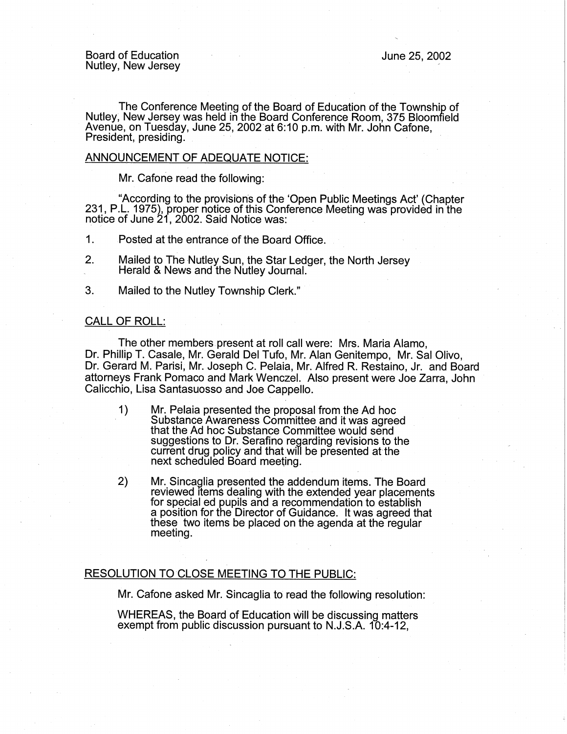Board of Education
Nutley, New Jersey

June 25, 2002

The Conference Meeting of the Board of Education of the Township of Nutley, New Jersey was held in the Board Conference Room, 375 Bloomfield Avenue, on Tuesday, June 25, 2002 at 6:10 p.m. with Mr. John Cafone, President, presiding.

## ANNOUNCEMENT OF ADEQUATE NOTICE:

Mr. Cafone read the following:

"According to the provisions of the 'Open Public Meetings Act' (Chapter 231, P.L. 1975), proper notice of this Conference Meeting was provided in the notice of June 21, 2002. Said Notice was:

1. Posted at the entrance of the Board Office.
2. Mailed to The Nutley Sun, the Star Ledger, the North Jersey Herald & News and the Nutley Journal.
3. Mailed to the Nutley Township Clerk."

## CALL OF ROLL:

The other members present at roll call were: Mrs. Maria Alamo, Dr. Phillip T. Casale, Mr. Gerald Del Tufo, Mr. Alan Genitempo, Mr. Sal Olivo, Dr. Gerard M. Parisi, Mr. Joseph C. Pelaia, Mr. Alfred R. Restaino, Jr. and Board attorneys Frank Pomaco and Mark Wenczel. Also present were Joe Zarra, John Calicchio, Lisa Santasuosso and Joe Cappello.

1) Mr. Pelaia presented the proposal from the Ad hoc Substance Awareness Committee and it was agreed that the Ad hoc Substance Committee would send suggestions to Dr. Serafino regarding revisions to the current drug policy and that will be presented at the next scheduled Board meeting.

2) Mr. Sincaglia presented the addendum items. The Board reviewed items dealing with the extended year placements for special ed pupils and a recommendation to establish a position for the Director of Guidance. It was agreed that these two items be placed on the agenda at the regular meeting.

## RESOLUTION TO CLOSE MEETING TO THE PUBLIC:

Mr. Cafone asked Mr. Sincaglia to read the following resolution:

WHEREAS, the Board of Education will be discussing matters exempt from public discussion pursuant to N.J.S.A. 10:4-12,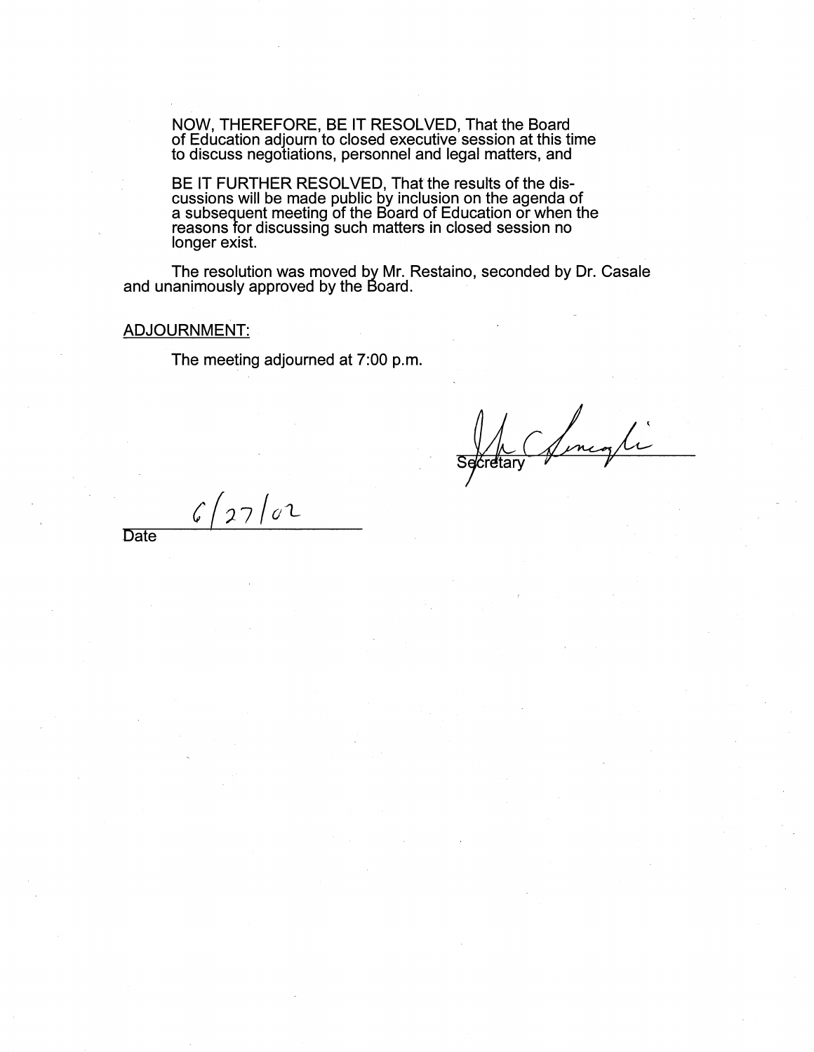NOW, THEREFORE, BE IT RESOLVED, That the Board of Education adjourn to closed executive session at this time to discuss negotiations, personnel and legal matters, and

BE IT FURTHER RESOLVED, That the results of the discussions will be made public by inclusion on the agenda of a subsequent meeting of the Board of Education or when the reasons for discussing such matters in closed session no longer exist.

The resolution was moved by Mr. Restaino, seconded by Dr. Casale and unanimously approved by the Board.

ADJOURNMENT:

The meeting adjourned at 7:00 p.m.

Secretary

6/27/02

Date